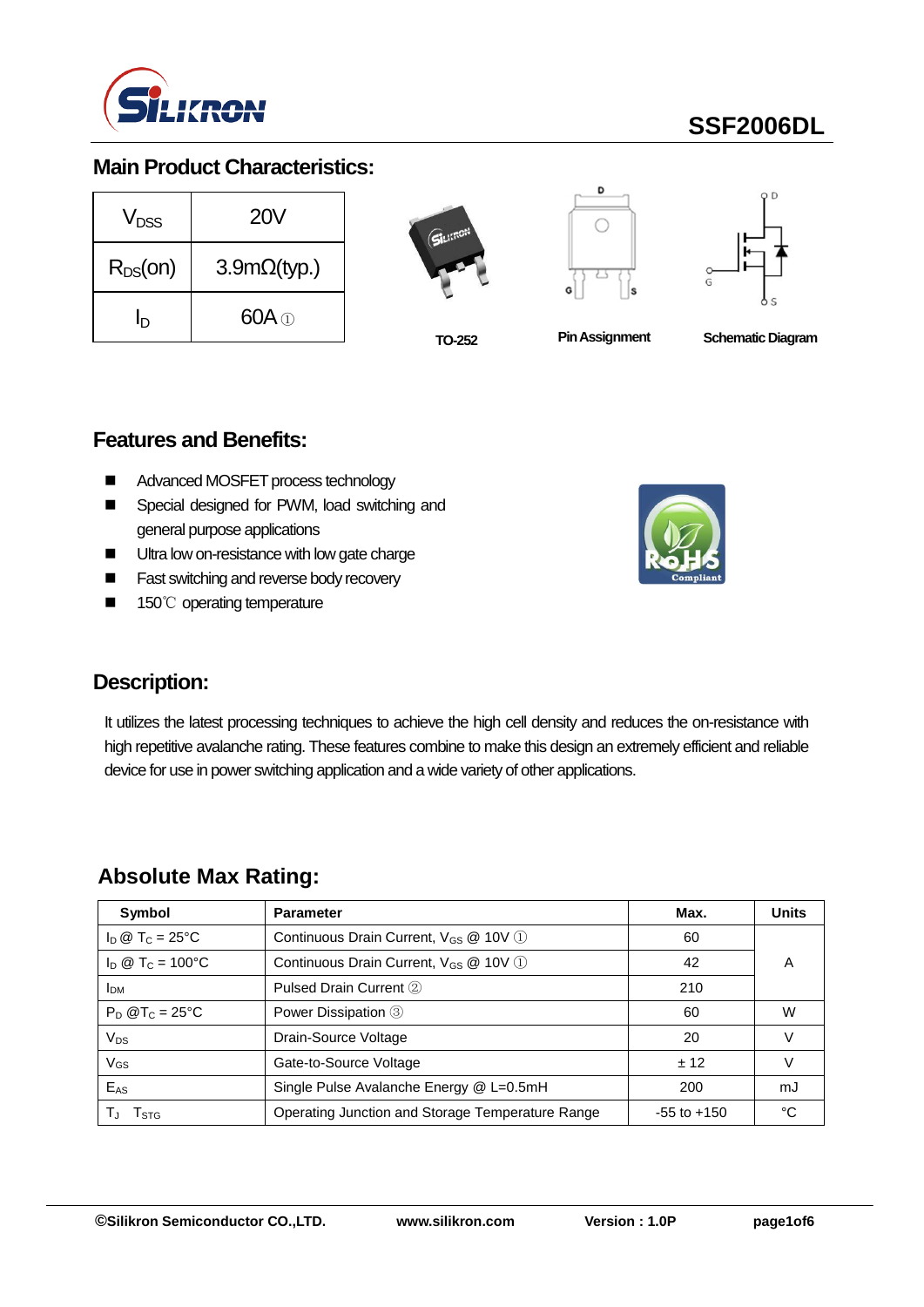SSF2006DL

## Main Product Characteristics:

| | |
|---|---|
| $V_{DSS}$ | 20V |
| $R_{DS}(on)$ | 3.9mΩ(typ.) |
| $I_D$ | 60A ① |

TO-252　　Pin Assignment　　Schematic Diagram

## Features and Benefits:

- Advanced MOSFET process technology
- Special designed for PWM, load switching and general purpose applications
- Ultra low on-resistance with low gate charge
- Fast switching and reverse body recovery
- 150℃ operating temperature

## Description:

It utilizes the latest processing techniques to achieve the high cell density and reduces the on-resistance with high repetitive avalanche rating. These features combine to make this design an extremely efficient and reliable device for use in power switching application and a wide variety of other applications.

## Absolute Max Rating:

| Symbol | Parameter | Max. | Units |
|---|---|---|---|
| $I_D$ @ $T_C$ = 25°C | Continuous Drain Current, $V_{GS}$ @ 10V ① | 60 | A |
| $I_D$ @ $T_C$ = 100°C | Continuous Drain Current, $V_{GS}$ @ 10V ① | 42 | A |
| $I_{DM}$ | Pulsed Drain Current ② | 210 | A |
| $P_D$ @$T_C$ = 25°C | Power Dissipation ③ | 60 | W |
| $V_{DS}$ | Drain-Source Voltage | 20 | V |
| $V_{GS}$ | Gate-to-Source Voltage | ± 12 | V |
| $E_{AS}$ | Single Pulse Avalanche Energy @ L=0.5mH | 200 | mJ |
| $T_J$ $T_{STG}$ | Operating Junction and Storage Temperature Range | -55 to +150 | °C |

©Silikron Semiconductor CO.,LTD.　　www.silikron.com　　Version : 1.0P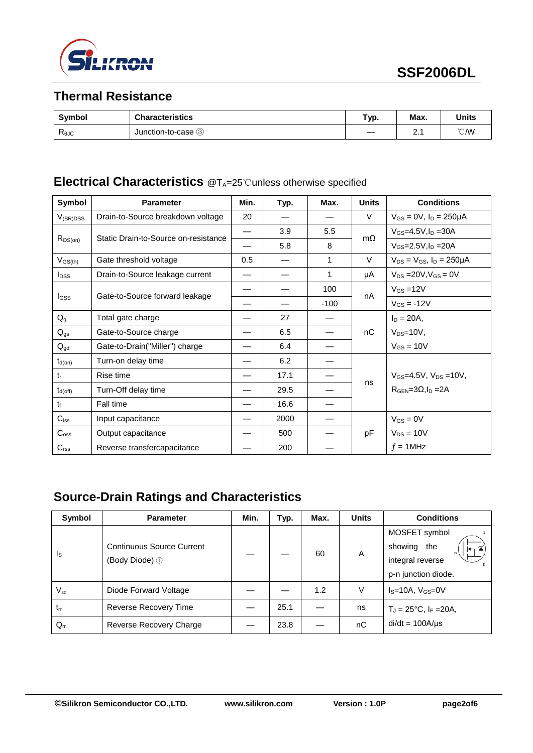## Thermal Resistance

| Symbol | Characteristics | Typ. | Max. | Units |
|---|---|---|---|---|
| $R_{\theta JC}$ | Junction-to-case ③ | — | 2.1 | ℃/W |

## Electrical Characteristics @$T_A$=25℃unless otherwise specified

| Symbol | Parameter | Min. | Typ. | Max. | Units | Conditions |
|---|---|---|---|---|---|---|
| $V_{(BR)DSS}$ | Drain-to-Source breakdown voltage | 20 | — | — | V | $V_{GS}$ = 0V, $I_D$ = 250μA |
| $R_{DS(on)}$ | Static Drain-to-Source on-resistance | — | 3.9 | 5.5 | mΩ | $V_{GS}$=4.5V,$I_D$ =30A |
| | | — | 5.8 | 8 | | $V_{GS}$=2.5V,$I_D$ =20A |
| $V_{GS(th)}$ | Gate threshold voltage | 0.5 | — | 1 | V | $V_{DS}$ = $V_{GS}$, $I_D$ = 250μA |
| $I_{DSS}$ | Drain-to-Source leakage current | — | — | 1 | μA | $V_{DS}$ =20V,$V_{GS}$ = 0V |
| $I_{GSS}$ | Gate-to-Source forward leakage | — | — | 100 | nA | $V_{GS}$ =12V |
| | | — | — | -100 | | $V_{GS}$ = -12V |
| $Q_g$ | Total gate charge | — | 27 | — | nC | $I_D$ = 20A, |
| $Q_{gs}$ | Gate-to-Source charge | — | 6.5 | — | | $V_{DS}$=10V, |
| $Q_{gd}$ | Gate-to-Drain("Miller") charge | — | 6.4 | — | | $V_{GS}$ = 10V |
| $t_{d(on)}$ | Turn-on delay time | — | 6.2 | — | ns | $V_{GS}$=4.5V, $V_{DS}$ =10V, $R_{GEN}$=3Ω,$I_D$ =2A |
| $t_r$ | Rise time | — | 17.1 | — | | |
| $t_{d(off)}$ | Turn-Off delay time | — | 29.5 | — | | |
| $t_f$ | Fall time | — | 16.6 | — | | |
| $C_{iss}$ | Input capacitance | — | 2000 | — | pF | $V_{GS}$ = 0V |
| $C_{oss}$ | Output capacitance | — | 500 | — | | $V_{DS}$ = 10V |
| $C_{rss}$ | Reverse transfercapacitance | — | 200 | — | | $f$ = 1MHz |

## Source-Drain Ratings and Characteristics

| Symbol | Parameter | Min. | Typ. | Max. | Units | Conditions |
|---|---|---|---|---|---|---|
| $I_S$ | Continuous Source Current (Body Diode) ① | — | — | 60 | A | MOSFET symbol showing the integral reverse p-n junction diode. |
| $V_{SD}$ | Diode Forward Voltage | — | — | 1.2 | V | $I_S$=10A, $V_{GS}$=0V |
| $t_{rr}$ | Reverse Recovery Time | — | 25.1 | — | ns | $T_J$ = 25°C, $I_F$ =20A, di/dt = 100A/μs |
| $Q_{rr}$ | Reverse Recovery Charge | — | 23.8 | — | nC | |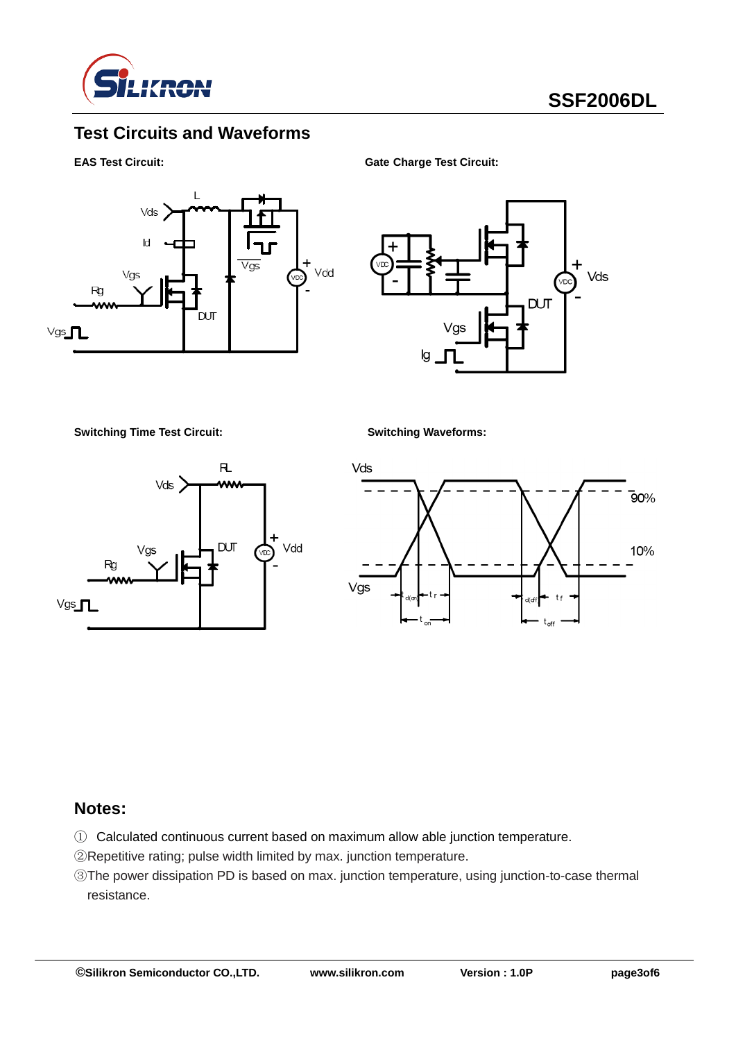## Test Circuits and Waveforms

**EAS Test Circuit:**

**Gate Charge Test Circuit:**

**Switching Time Test Circuit:**

**Switching Waveforms:**

## Notes:

① Calculated continuous current based on maximum allow able junction temperature.

②Repetitive rating; pulse width limited by max. junction temperature.

③The power dissipation PD is based on max. junction temperature, using junction-to-case thermal resistance.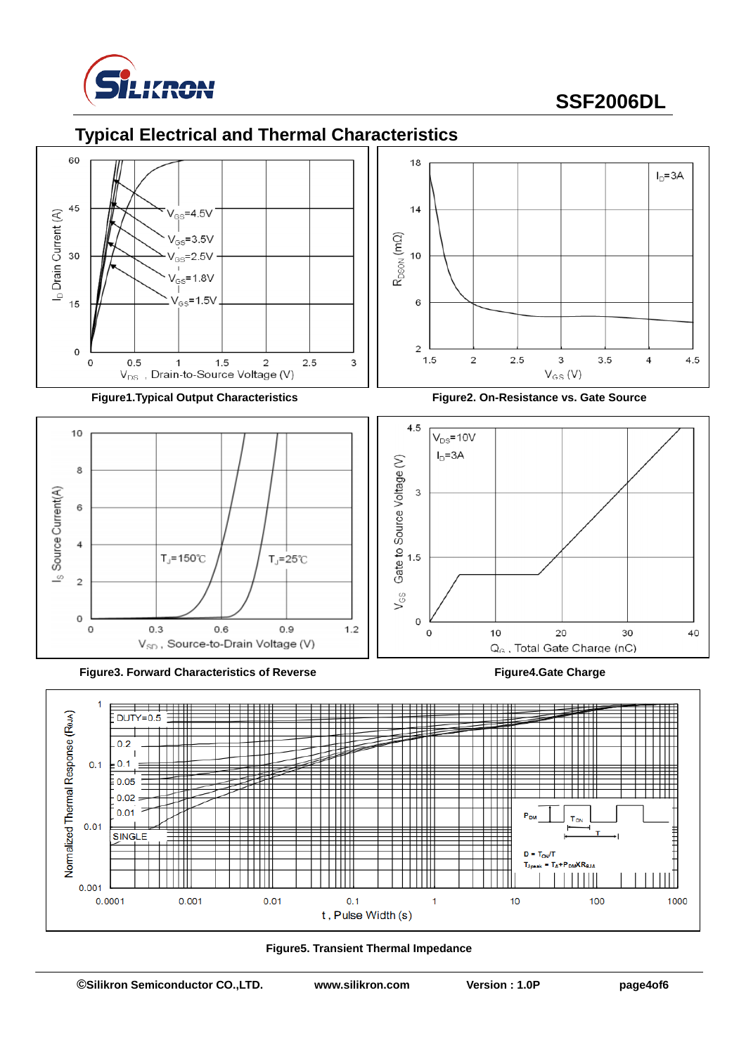## Typical Electrical and Thermal Characteristics

**Figure1.Typical Output Characteristics**

**Figure2. On-Resistance vs. Gate Source**

**Figure3. Forward Characteristics of Reverse**

**Figure4.Gate Charge**

**Figure5. Transient Thermal Impedance**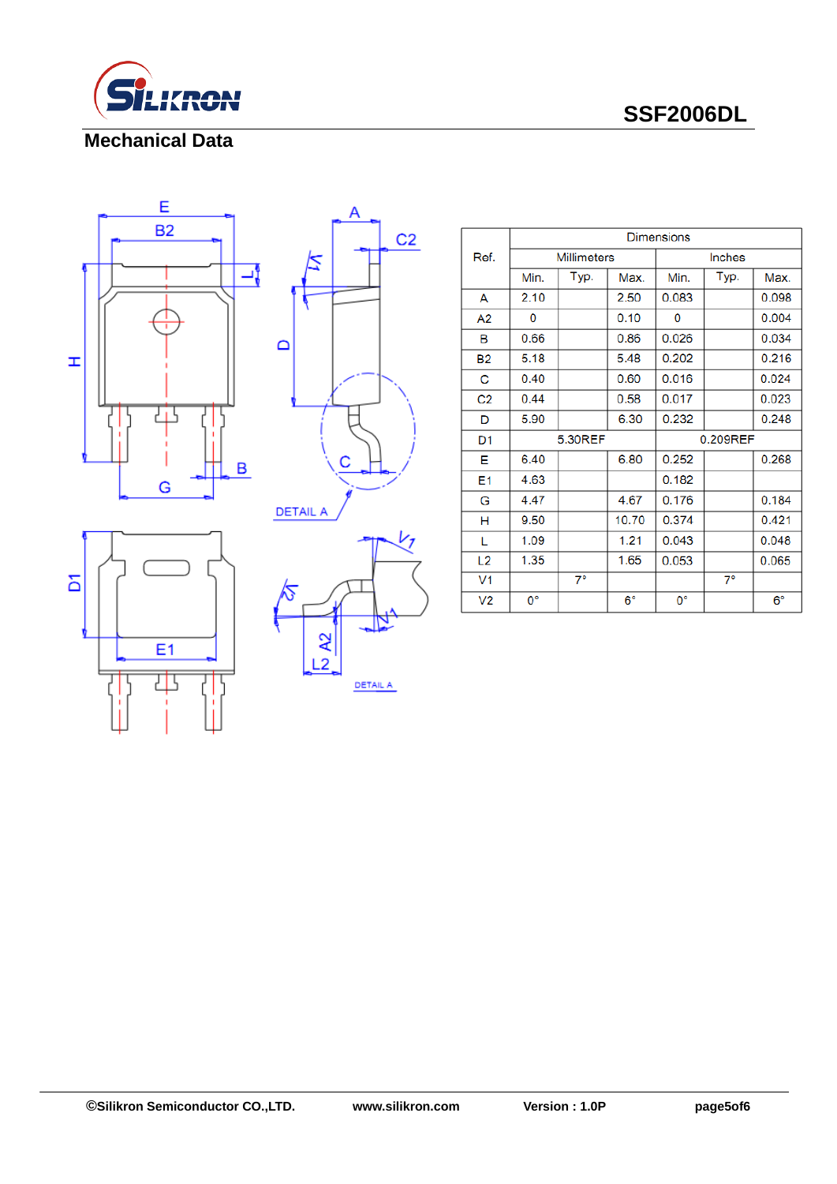## Mechanical Data

| Ref. | Dimensions | | | | | |
|---|---|---|---|---|---|---|
| | Millimeters | | | Inches | | |
| | Min. | Typ. | Max. | Min. | Typ. | Max. |
| A | 2.10 | | 2.50 | 0.083 | | 0.098 |
| A2 | 0 | | 0.10 | 0 | | 0.004 |
| B | 0.66 | | 0.86 | 0.026 | | 0.034 |
| B2 | 5.18 | | 5.48 | 0.202 | | 0.216 |
| C | 0.40 | | 0.60 | 0.016 | | 0.024 |
| C2 | 0.44 | | 0.58 | 0.017 | | 0.023 |
| D | 5.90 | | 6.30 | 0.232 | | 0.248 |
| D1 | 5.30REF | | | 0.209REF | | |
| E | 6.40 | | 6.80 | 0.252 | | 0.268 |
| E1 | 4.63 | | | 0.182 | | |
| G | 4.47 | | 4.67 | 0.176 | | 0.184 |
| H | 9.50 | | 10.70 | 0.374 | | 0.421 |
| L | 1.09 | | 1.21 | 0.043 | | 0.048 |
| L2 | 1.35 | | 1.65 | 0.053 | | 0.065 |
| V1 | | 7° | | | 7° | |
| V2 | 0° | | 6° | 0° | | 6° |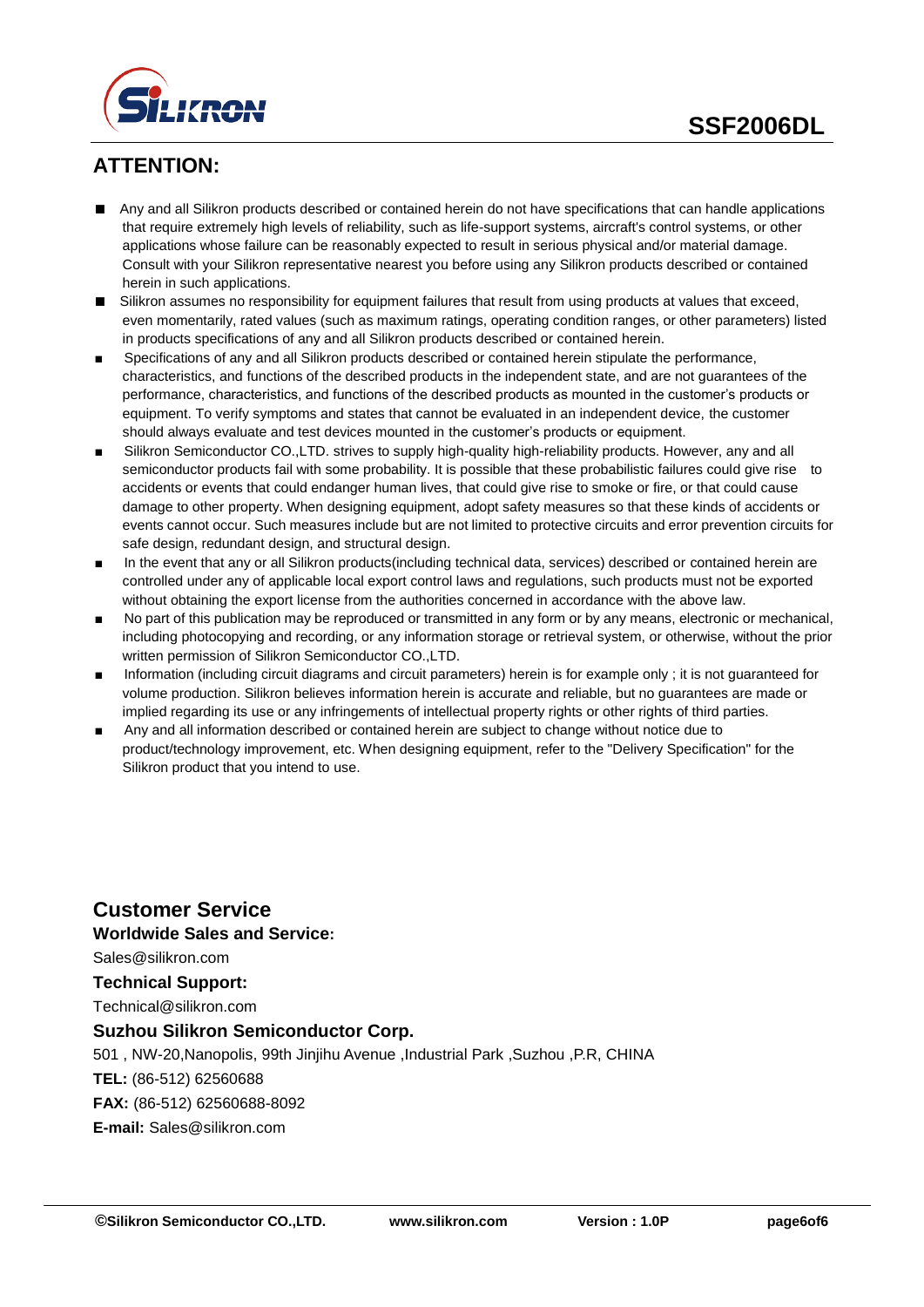## ATTENTION:

- Any and all Silikron products described or contained herein do not have specifications that can handle applications that require extremely high levels of reliability, such as life-support systems, aircraft's control systems, or other applications whose failure can be reasonably expected to result in serious physical and/or material damage. Consult with your Silikron representative nearest you before using any Silikron products described or contained herein in such applications.
- Silikron assumes no responsibility for equipment failures that result from using products at values that exceed, even momentarily, rated values (such as maximum ratings, operating condition ranges, or other parameters) listed in products specifications of any and all Silikron products described or contained herein.
- Specifications of any and all Silikron products described or contained herein stipulate the performance, characteristics, and functions of the described products in the independent state, and are not guarantees of the performance, characteristics, and functions of the described products as mounted in the customer's products or equipment. To verify symptoms and states that cannot be evaluated in an independent device, the customer should always evaluate and test devices mounted in the customer's products or equipment.
- Silikron Semiconductor CO.,LTD. strives to supply high-quality high-reliability products. However, any and all semiconductor products fail with some probability. It is possible that these probabilistic failures could give rise to accidents or events that could endanger human lives, that could give rise to smoke or fire, or that could cause damage to other property. When designing equipment, adopt safety measures so that these kinds of accidents or events cannot occur. Such measures include but are not limited to protective circuits and error prevention circuits for safe design, redundant design, and structural design.
- In the event that any or all Silikron products(including technical data, services) described or contained herein are controlled under any of applicable local export control laws and regulations, such products must not be exported without obtaining the export license from the authorities concerned in accordance with the above law.
- No part of this publication may be reproduced or transmitted in any form or by any means, electronic or mechanical, including photocopying and recording, or any information storage or retrieval system, or otherwise, without the prior written permission of Silikron Semiconductor CO.,LTD.
- Information (including circuit diagrams and circuit parameters) herein is for example only ; it is not guaranteed for volume production. Silikron believes information herein is accurate and reliable, but no guarantees are made or implied regarding its use or any infringements of intellectual property rights or other rights of third parties.
- Any and all information described or contained herein are subject to change without notice due to product/technology improvement, etc. When designing equipment, refer to the "Delivery Specification" for the Silikron product that you intend to use.

## Customer Service

**Worldwide Sales and Service:**

Sales@silikron.com

**Technical Support:**

Technical@silikron.com

### Suzhou Silikron Semiconductor Corp.

501 , NW-20,Nanopolis, 99th Jinjihu Avenue ,Industrial Park ,Suzhou ,P.R, CHINA

**TEL:** (86-512) 62560688

**FAX:** (86-512) 62560688-8092

**E-mail:** Sales@silikron.com